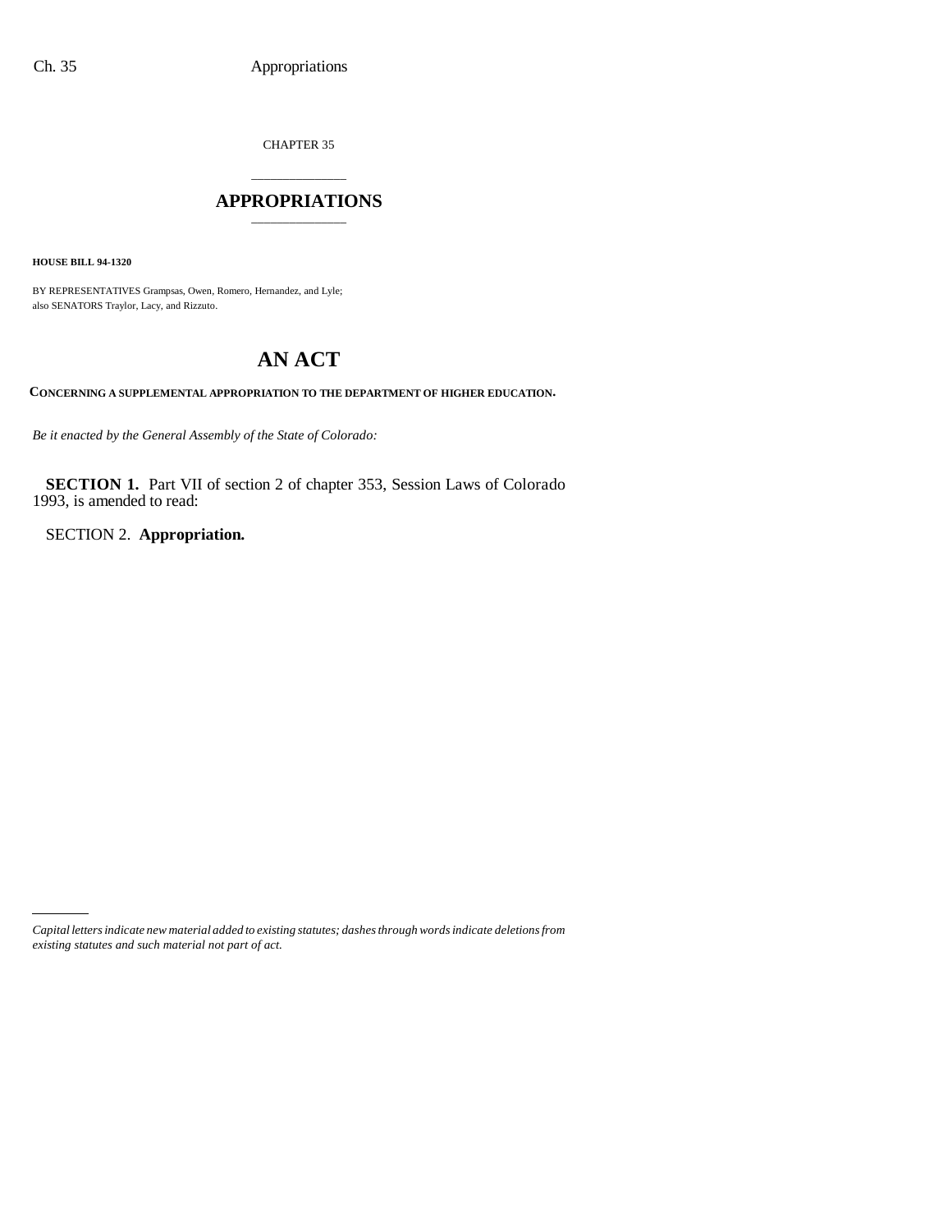CHAPTER 35

# APPROPRIATIONS

**HOUSE BILL 94-1320**

BY REPRESENTATIVES Grampsas, Owen, Romero, Hernandez, and Lyle;
also SENATORS Traylor, Lacy, and Rizzuto.

# AN ACT

**CONCERNING A SUPPLEMENTAL APPROPRIATION TO THE DEPARTMENT OF HIGHER EDUCATION.**

*Be it enacted by the General Assembly of the State of Colorado:*

**SECTION 1.** Part VII of section 2 of chapter 353, Session Laws of Colorado 1993, is amended to read:

SECTION 2. **Appropriation.**

*Capital letters indicate new material added to existing statutes; dashes through words indicate deletions from existing statutes and such material not part of act.*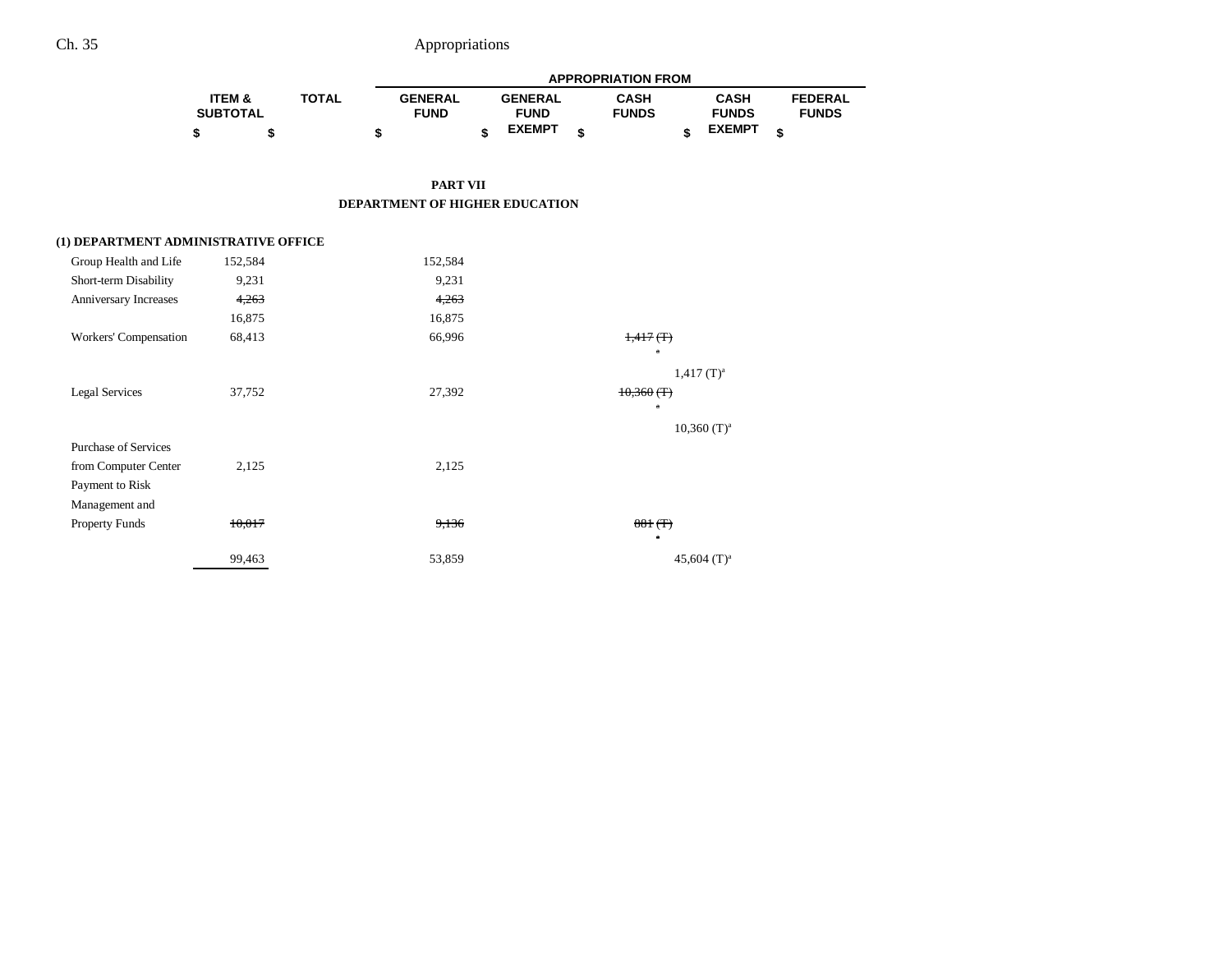## PART VII

## DEPARTMENT OF HIGHER EDUCATION

| | ITEM & SUBTOTAL | TOTAL | APPROPRIATION FROM | | | | |
|---|---|---|---|---|---|---|---|
| | | | GENERAL FUND | GENERAL FUND EXEMPT | CASH FUNDS | CASH FUNDS EXEMPT | FEDERAL FUNDS |
| | $ | $ | $ | $ | $ | $ | $ |
| **(1) DEPARTMENT ADMINISTRATIVE OFFICE** | | | | | | | |
| Group Health and Life | 152,584 | | 152,584 | | | | |
| Short-term Disability | 9,231 | | 9,231 | | | | |
| Anniversary Increases | ~~4,263~~ | | ~~4,263~~ | | | | |
| | 16,875 | | 16,875 | | | | |
| Workers' Compensation | 68,413 | | 66,996 | | ~~1,417 (T)~~ ~~[a]~~ | 1,417 (T)[a] | |
| Legal Services | 37,752 | | 27,392 | | ~~10,360 (T)~~ ~~[a]~~ | 10,360 (T)[a] | |
| Purchase of Services from Computer Center | 2,125 | | 2,125 | | | | |
| Payment to Risk Management and Property Funds | ~~10,017~~ | | ~~9,136~~ | | ~~881 (T)~~ ~~[a]~~ | | |
| | 99,463 | | 53,859 | | | 45,604 (T)[a] | |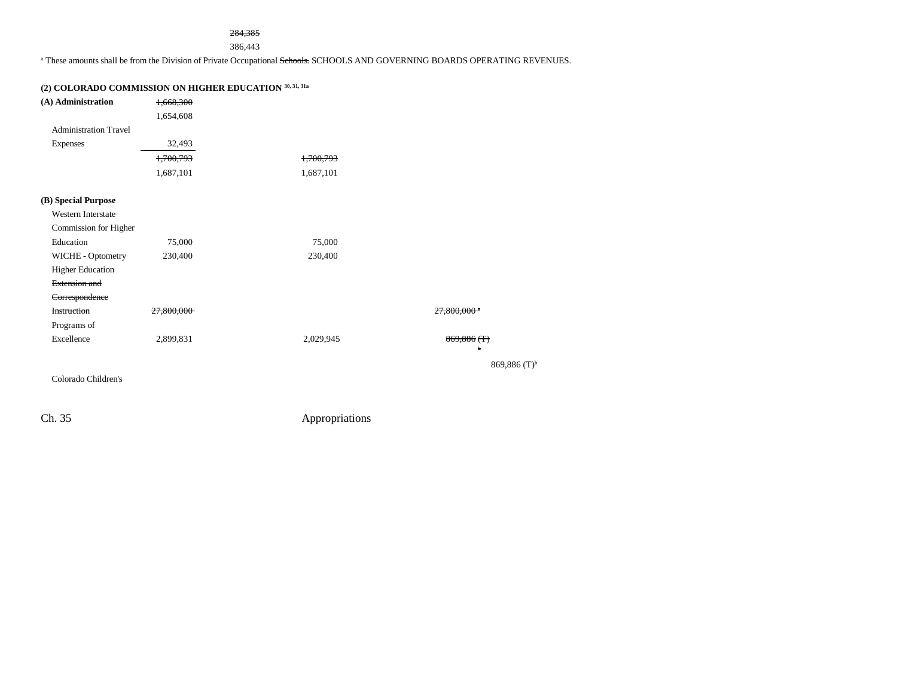~~284,385~~

386,443

[a] These amounts shall be from the Division of Private Occupational ~~Schools.~~ SCHOOLS AND GOVERNING BOARDS OPERATING REVENUES.

**(2) COLORADO COMMISSION ON HIGHER EDUCATION** [30, 31, 31a]

| | | | |
|---|---|---|---|
| **(A) Administration** | ~~1,668,300~~ 1,654,608 | | |
| Administration Travel Expenses | 32,493 | | |
| | ~~1,700,793~~ 1,687,101 | ~~1,700,793~~ 1,687,101 | |
| **(B) Special Purpose** | | | |
| Western Interstate Commission for Higher Education | 75,000 | 75,000 | |
| WICHE - Optometry | 230,400 | 230,400 | |
| Higher Education ~~Extension and Correspondence Instruction~~ | ~~27,800,000~~ | | ~~27,800,000~~ [a] |
| Programs of Excellence | 2,899,831 | 2,029,945 | ~~869,886 (T)~~ [b] 869,886 (T)[b] |
| Colorado Children's | | | |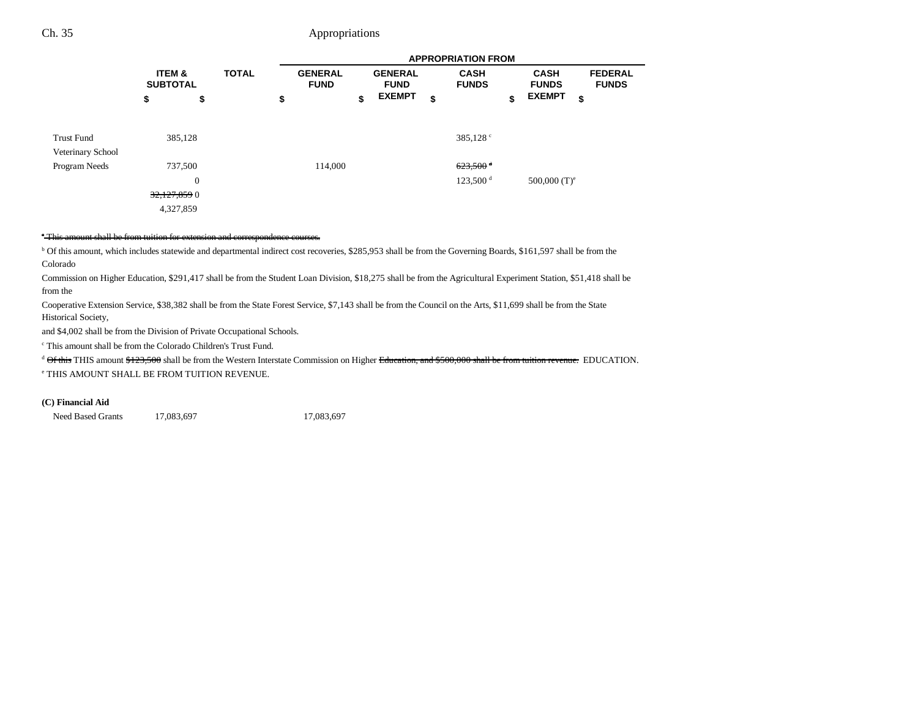| | ITEM & SUBTOTAL | TOTAL | GENERAL FUND | GENERAL FUND EXEMPT | CASH FUNDS | CASH FUNDS EXEMPT | FEDERAL FUNDS |
|---|---|---|---|---|---|---|---|
| | | | APPROPRIATION FROM | | | | |
| | $ | $ | $ | $ | $ | $ | $ |
| Trust Fund | 385,128 | | | | 385,128 [c] | | |
| Veterinary School Program Needs | 737,500 | | 114,000 | | ~~623,500 [d]~~ | | |
| | 0 | | | | 123,500 [d] | 500,000 (T)[e] | |
| | ~~32,127,859~~ 0 | | | | | | |
| | 4,327,859 | | | | | | |

~~[a] This amount shall be from tuition for extension and correspondence courses.~~

[b] Of this amount, which includes statewide and departmental indirect cost recoveries, $285,953 shall be from the Governing Boards, $161,597 shall be from the Colorado Commission on Higher Education, $291,417 shall be from the Student Loan Division, $18,275 shall be from the Agricultural Experiment Station, $51,418 shall be from the Cooperative Extension Service, $38,382 shall be from the State Forest Service, $7,143 shall be from the Council on the Arts, $11,699 shall be from the State Historical Society, and $4,002 shall be from the Division of Private Occupational Schools.

[c] This amount shall be from the Colorado Children's Trust Fund.

[d] ~~Of this~~ THIS amount ~~$123,500~~ shall be from the Western Interstate Commission on Higher ~~Education, and $500,000 shall be from tuition revenue.~~ EDUCATION.

[e] THIS AMOUNT SHALL BE FROM TUITION REVENUE.

**(C) Financial Aid**

| | ITEM & SUBTOTAL | TOTAL | GENERAL FUND | GENERAL FUND EXEMPT | CASH FUNDS | CASH FUNDS EXEMPT | FEDERAL FUNDS |
|---|---|---|---|---|---|---|---|
| Need Based Grants | 17,083,697 | | 17,083,697 | | | | |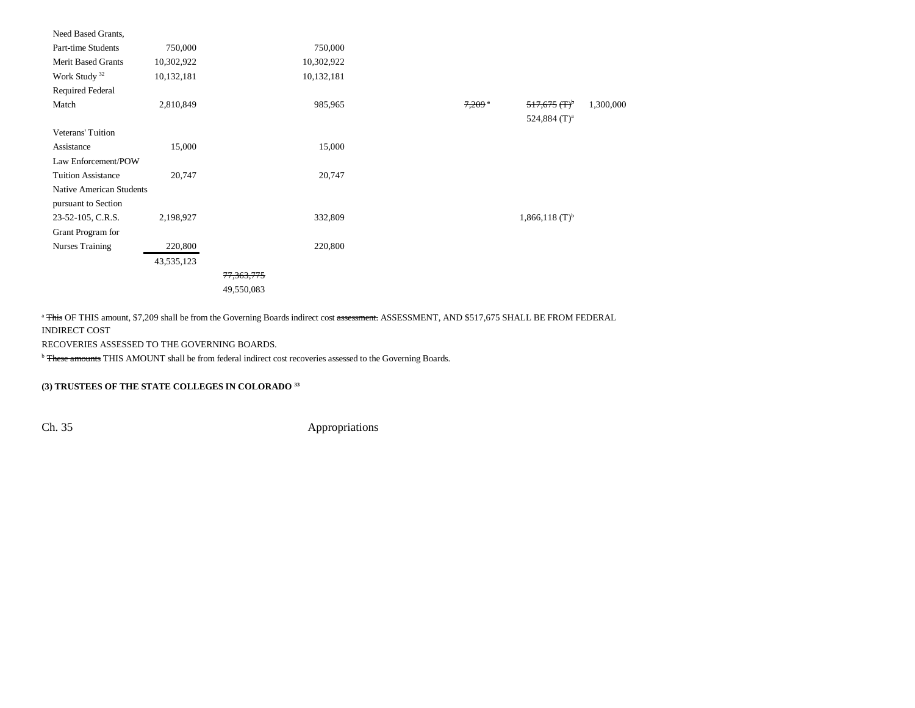| | | | | | | | |
|---|---|---|---|---|---|---|---|
| Need Based Grants, Part-time Students | 750,000 | | 750,000 | | | | |
| Merit Based Grants | 10,302,922 | | 10,302,922 | | | | |
| Work Study [32] | 10,132,181 | | 10,132,181 | | | | |
| Required Federal Match | 2,810,849 | | 985,965 | | ~~7,209 [a]~~ | ~~517,675 (T)[b]~~ 524,884 (T)[a] | 1,300,000 |
| Veterans' Tuition Assistance | 15,000 | | 15,000 | | | | |
| Law Enforcement/POW Tuition Assistance | 20,747 | | 20,747 | | | | |
| Native American Students pursuant to Section 23-52-105, C.R.S. | 2,198,927 | | 332,809 | | | 1,866,118 (T)[b] | |
| Grant Program for Nurses Training | 220,800 | | 220,800 | | | | |
| | 43,535,123 | | | | | | |
| | | ~~77,363,775~~ 49,550,083 | | | | | |

[a] ~~This~~ OF THIS amount, $7,209 shall be from the Governing Boards indirect cost ~~assessment.~~ ASSESSMENT, AND $517,675 SHALL BE FROM FEDERAL INDIRECT COST RECOVERIES ASSESSED TO THE GOVERNING BOARDS.

[b] ~~These amounts~~ THIS AMOUNT shall be from federal indirect cost recoveries assessed to the Governing Boards.

**(3) TRUSTEES OF THE STATE COLLEGES IN COLORADO [33]**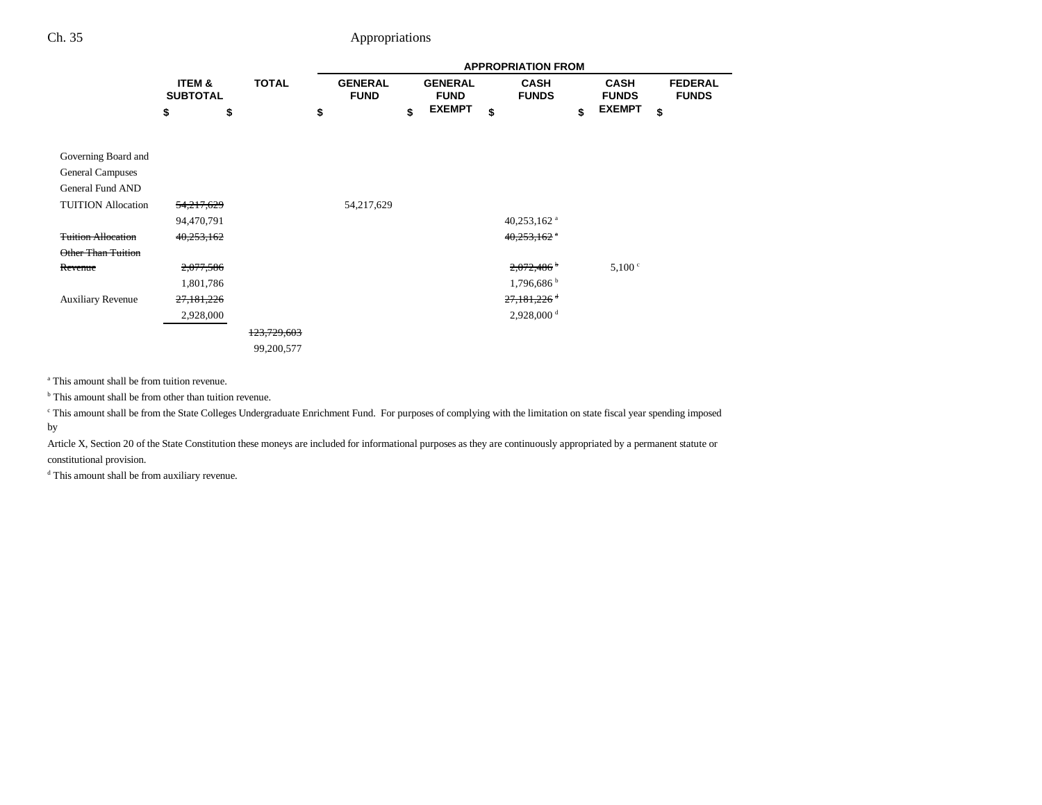| | ITEM & SUBTOTAL | TOTAL | APPROPRIATION FROM | | | | |
|---|---|---|---|---|---|---|---|
| | | | GENERAL FUND | GENERAL FUND EXEMPT | CASH FUNDS | CASH FUNDS EXEMPT | FEDERAL FUNDS |
| | $ | $ | $ | $ | $ | $ | $ |
| Governing Board and General Campuses General Fund AND TUITION Allocation | ~~54,217,629~~ | | 54,217,629 | | | | |
| | 94,470,791 | | | | 40,253,162 [a] | | |
| ~~Tuition Allocation~~ | ~~40,253,162~~ | | | | ~~40,253,162 [a]~~ | | |
| ~~Other Than Tuition Revenue~~ | ~~2,077,586~~ | | | | ~~2,072,486 [b]~~ | 5,100 [c] | |
| | 1,801,786 | | | | 1,796,686 [b] | | |
| Auxiliary Revenue | ~~27,181,226~~ | | | | ~~27,181,226 [d]~~ | | |
| | 2,928,000 | | | | 2,928,000 [d] | | |
| | | ~~123,729,603~~ | | | | | |
| | | 99,200,577 | | | | | |

[a] This amount shall be from tuition revenue.

[b] This amount shall be from other than tuition revenue.

[c] This amount shall be from the State Colleges Undergraduate Enrichment Fund. For purposes of complying with the limitation on state fiscal year spending imposed by Article X, Section 20 of the State Constitution these moneys are included for informational purposes as they are continuously appropriated by a permanent statute or constitutional provision.

[d] This amount shall be from auxiliary revenue.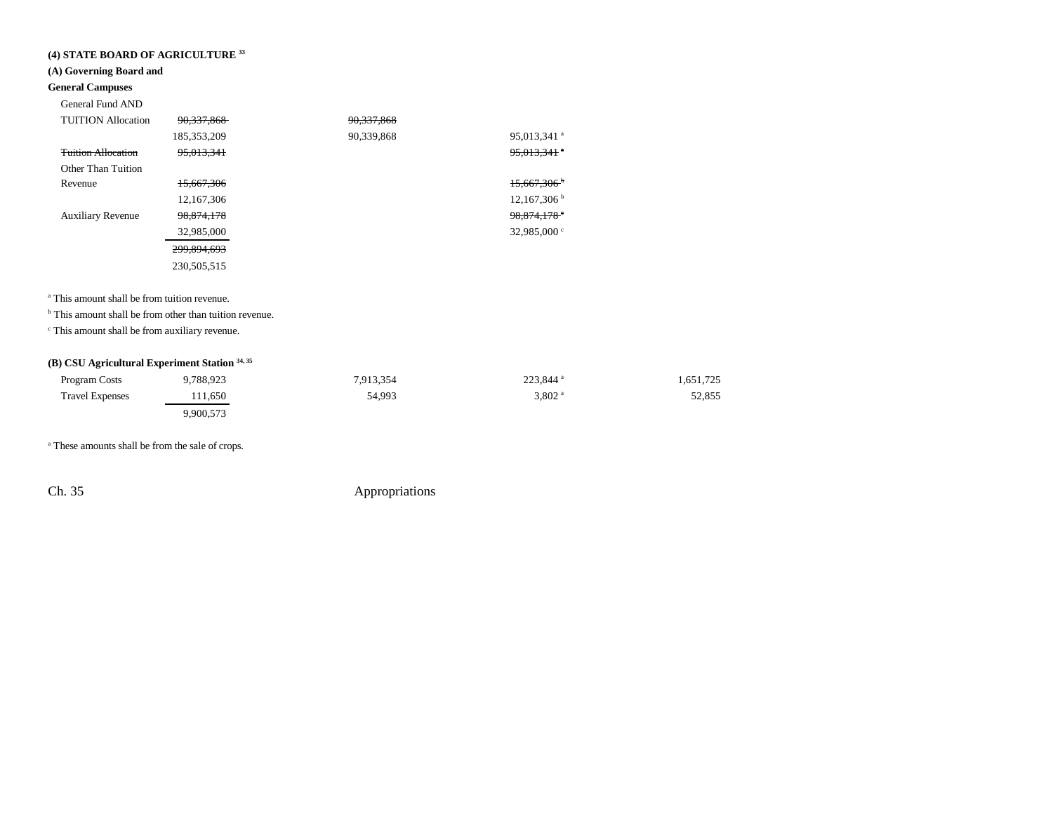**(4) STATE BOARD OF AGRICULTURE [33]**

**(A) Governing Board and General Campuses**

| | | | | |
|---|---|---|---|---|
| General Fund AND TUITION Allocation | ~~90,337,868~~ | ~~90,337,868~~ | | |
| | 185,353,209 | 90,339,868 | 95,013,341 [a] | |
| ~~Tuition Allocation~~ | ~~95,013,341~~ | | ~~95,013,341 [a]~~ | |
| Other Than Tuition Revenue | ~~15,667,306~~ | | ~~15,667,306 [b]~~ | |
| | 12,167,306 | | 12,167,306 [b] | |
| Auxiliary Revenue | ~~98,874,178~~ | | ~~98,874,178 [c]~~ | |
| | 32,985,000 | | 32,985,000 [c] | |
| | ~~299,894,693~~ | | | |
| | 230,505,515 | | | |

[a] This amount shall be from tuition revenue.

[b] This amount shall be from other than tuition revenue.

[c] This amount shall be from auxiliary revenue.

**(B) CSU Agricultural Experiment Station [34, 35]**

| | | | | |
|---|---|---|---|---|
| Program Costs | 9,788,923 | 7,913,354 | 223,844 [a] | 1,651,725 |
| Travel Expenses | 111,650 | 54,993 | 3,802 [a] | 52,855 |
| | 9,900,573 | | | |

[a] These amounts shall be from the sale of crops.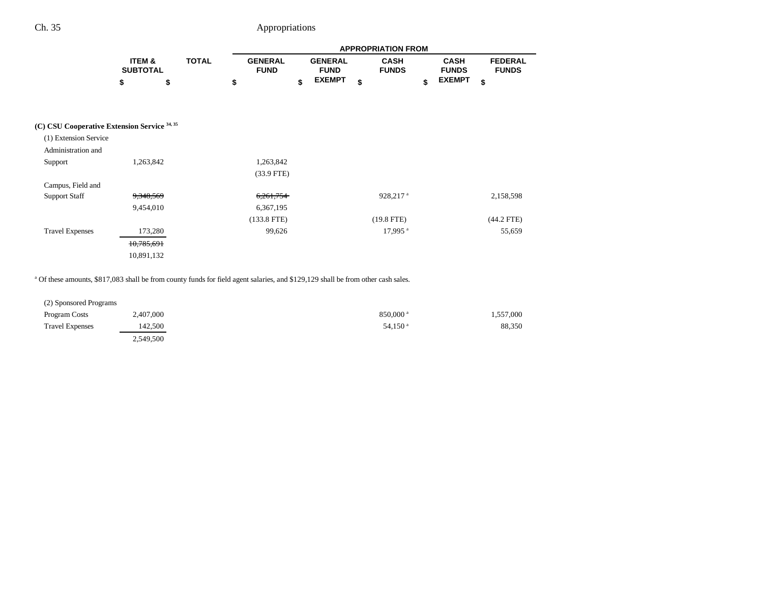| | ITEM & SUBTOTAL | TOTAL | APPROPRIATION FROM | | | | |
|---|---|---|---|---|---|---|---|
| | | | GENERAL FUND | GENERAL FUND EXEMPT | CASH FUNDS | CASH FUNDS EXEMPT | FEDERAL FUNDS |
| | $ | $ | $ | $ | $ | $ | $ |
| **(C) CSU Cooperative Extension Service** [34, 35] | | | | | | | |
| (1) Extension Service Administration and Support | 1,263,842 | | 1,263,842 | | | | |
| | | | (33.9 FTE) | | | | |
| Campus, Field and Support Staff | ~~9,348,569~~ | | ~~6,261,754~~ | | 928,217 [a] | | 2,158,598 |
| | 9,454,010 | | 6,367,195 | | | | |
| | | | (133.8 FTE) | | (19.8 FTE) | | (44.2 FTE) |
| Travel Expenses | 173,280 | | 99,626 | | 17,995 [a] | | 55,659 |
| | ~~10,785,691~~ | | | | | | |
| | 10,891,132 | | | | | | |

[a] Of these amounts, $817,083 shall be from county funds for field agent salaries, and $129,129 shall be from other cash sales.

| | ITEM & SUBTOTAL | TOTAL | GENERAL FUND | GENERAL FUND EXEMPT | CASH FUNDS | CASH FUNDS EXEMPT | FEDERAL FUNDS |
|---|---|---|---|---|---|---|---|
| (2) Sponsored Programs | | | | | | | |
| Program Costs | 2,407,000 | | | | 850,000 [a] | | 1,557,000 |
| Travel Expenses | 142,500 | | | | 54,150 [a] | | 88,350 |
| | 2,549,500 | | | | | | |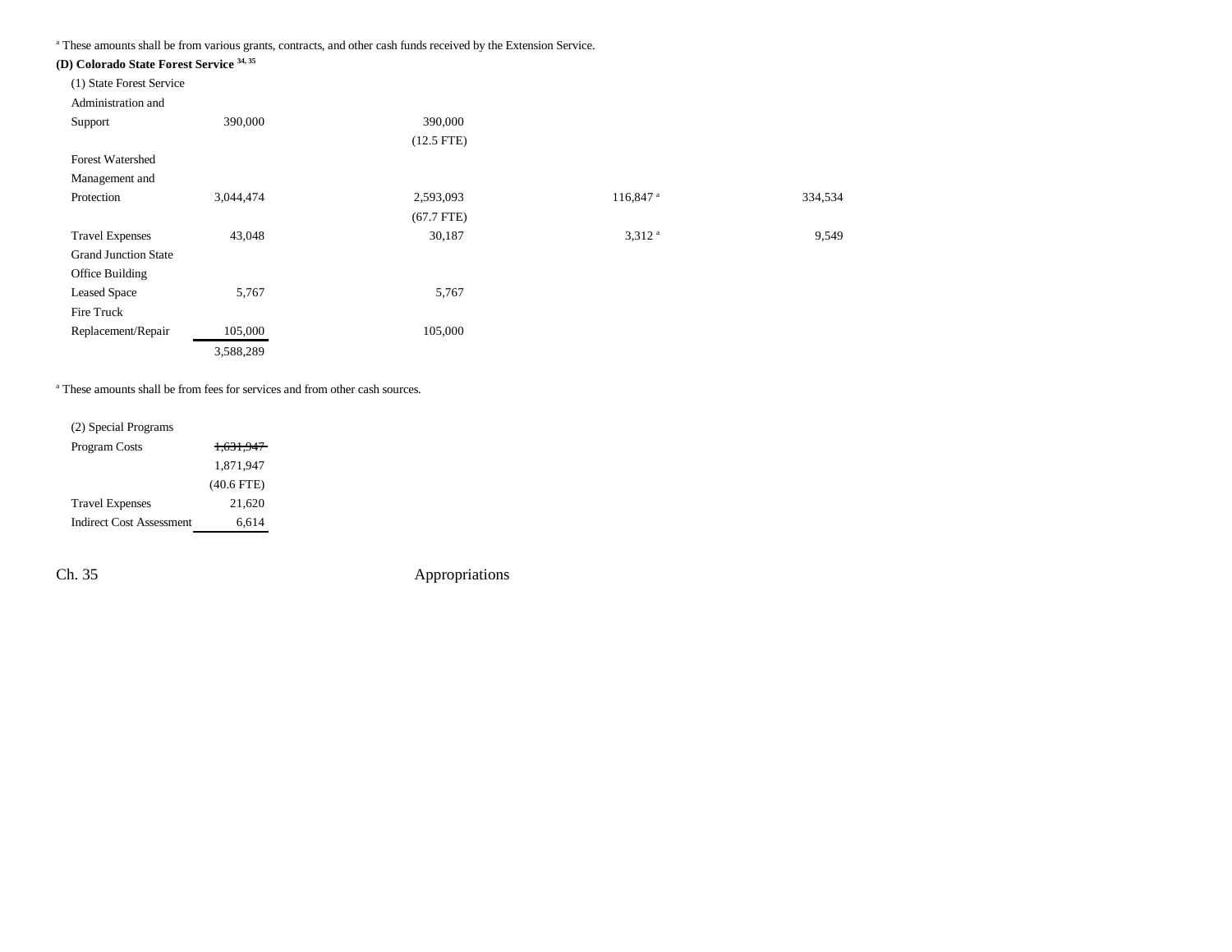[a] These amounts shall be from various grants, contracts, and other cash funds received by the Extension Service.

**(D) Colorado State Forest Service [34, 35]**

| | | | | |
|---|---|---|---|---|
| (1) State Forest Service Administration and Support | 390,000 | 390,000<br>(12.5 FTE) | | |
| Forest Watershed Management and Protection | 3,044,474 | 2,593,093<br>(67.7 FTE) | 116,847[a] | 334,534 |
| Travel Expenses | 43,048 | 30,187 | 3,312[a] | 9,549 |
| Grand Junction State Office Building Leased Space | 5,767 | 5,767 | | |
| Fire Truck Replacement/Repair | 105,000 | 105,000 | | |
| | 3,588,289 | | | |

[a] These amounts shall be from fees for services and from other cash sources.

| | |
|---|---|
| (2) Special Programs | |
| Program Costs | ~~1,631,947~~<br>1,871,947<br>(40.6 FTE) |
| Travel Expenses | 21,620 |
| Indirect Cost Assessment | 6,614 |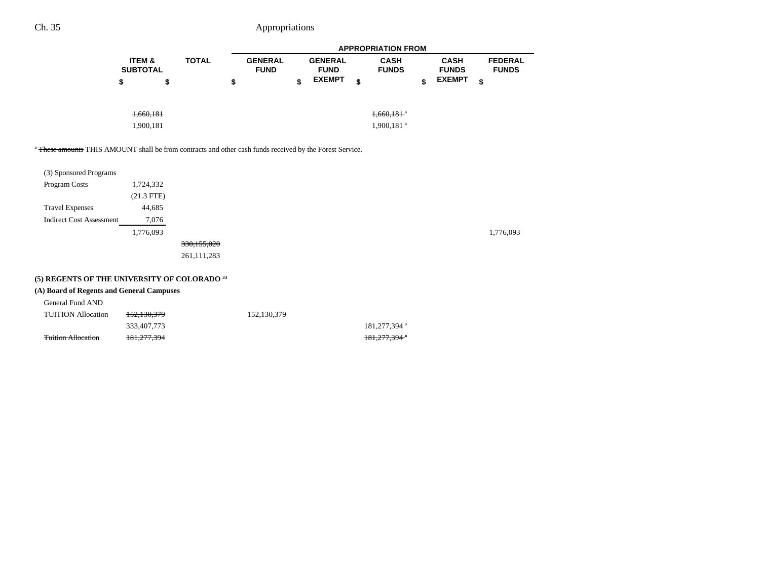| | ITEM & SUBTOTAL | TOTAL | GENERAL FUND | GENERAL FUND EXEMPT | CASH FUNDS | CASH FUNDS EXEMPT | FEDERAL FUNDS |
|---|---|---|---|---|---|---|---|
| | $ | $ | $ | $ | $ | $ | $ |
| | ~~1,660,181~~ | | | | ~~1,660,181~~ [a] | | |
| | 1,900,181 | | | | 1,900,181 [a] | | |

[a] ~~These amounts~~ THIS AMOUNT shall be from contracts and other cash funds received by the Forest Service.

| | ITEM & SUBTOTAL | TOTAL | GENERAL FUND | GENERAL FUND EXEMPT | CASH FUNDS | CASH FUNDS EXEMPT | FEDERAL FUNDS |
|---|---|---|---|---|---|---|---|
| (3) Sponsored Programs | | | | | | | |
| Program Costs | 1,724,332 | | | | | | |
| | (21.3 FTE) | | | | | | |
| Travel Expenses | 44,685 | | | | | | |
| Indirect Cost Assessment | 7,076 | | | | | | |
| | 1,776,093 | | | | | | 1,776,093 |
| | | ~~330,155,020~~ | | | | | |
| | | 261,111,283 | | | | | |

**(5) REGENTS OF THE UNIVERSITY OF COLORADO [33]**

**(A) Board of Regents and General Campuses**

| | ITEM & SUBTOTAL | TOTAL | GENERAL FUND | GENERAL FUND EXEMPT | CASH FUNDS | CASH FUNDS EXEMPT | FEDERAL FUNDS |
|---|---|---|---|---|---|---|---|
| General Fund AND TUITION Allocation | ~~152,130,379~~ | | 152,130,379 | | | | |
| | 333,407,773 | | | | 181,277,394 [a] | | |
| ~~Tuition Allocation~~ | ~~181,277,394~~ | | | | ~~181,277,394~~ [a] | | |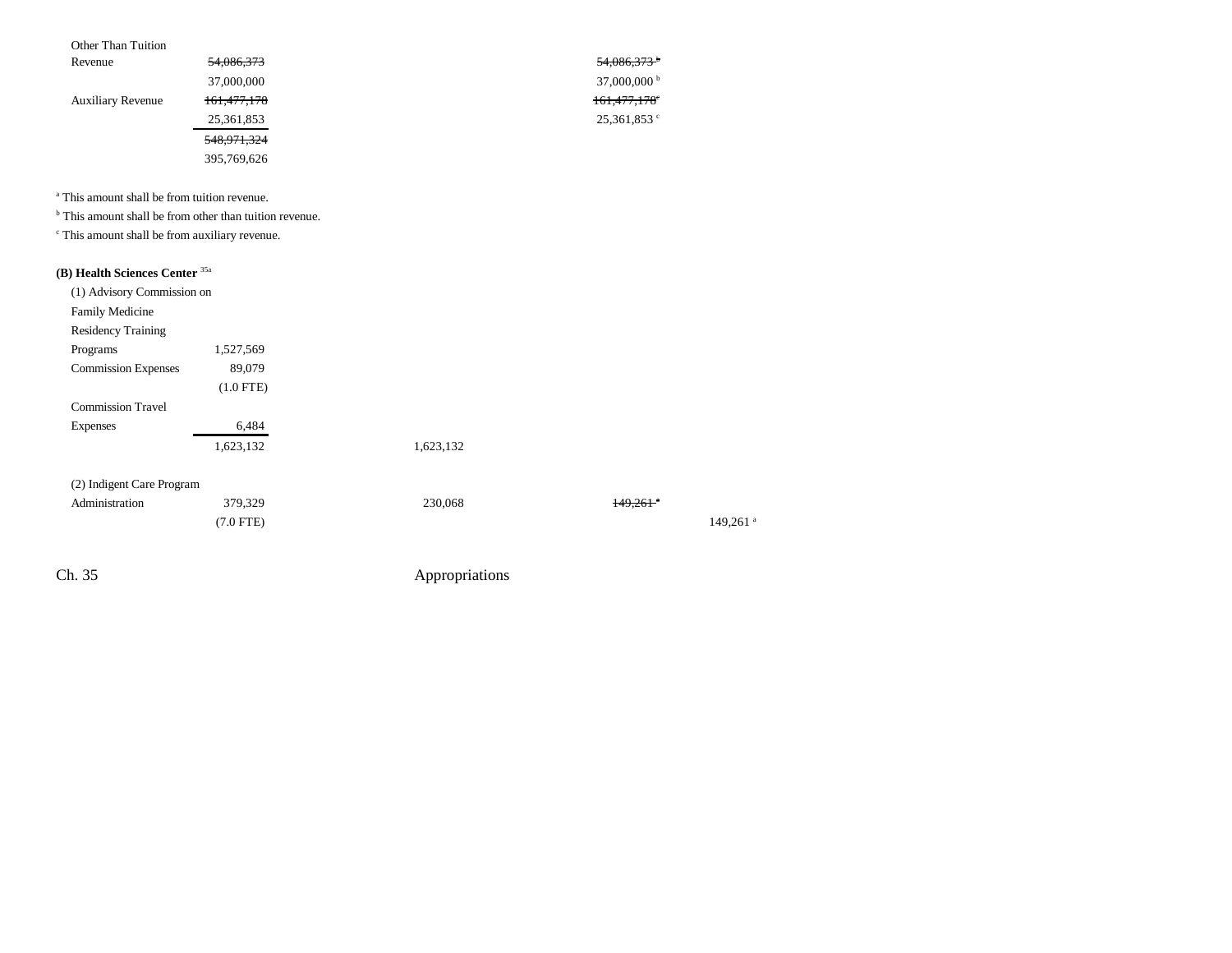| | | | | | |
|---|---|---|---|---|---|
| Other Than Tuition Revenue | ~~54,086,373~~ | | | ~~54,086,373~~[b] | |
| | 37,000,000 | | | 37,000,000[b] | |
| Auxiliary Revenue | ~~161,477,178~~ | | | ~~161,477,178~~[c] | |
| | 25,361,853 | | | 25,361,853[c] | |
| | ~~548,971,324~~ | | | | |
| | 395,769,626 | | | | |

[a] This amount shall be from tuition revenue.
[b] This amount shall be from other than tuition revenue.
[c] This amount shall be from auxiliary revenue.

**(B) Health Sciences Center** [35a]

| | | | | |
|---|---|---|---|---|
| (1) Advisory Commission on Family Medicine Residency Training Programs | 1,527,569 | | | |
| Commission Expenses | 89,079 | | | |
| | (1.0 FTE) | | | |
| Commission Travel Expenses | 6,484 | | | |
| | 1,623,132 | 1,623,132 | | |
| | | | | |
| (2) Indigent Care Program Administration | 379,329 | 230,068 | ~~149,261~~[a] | |
| | (7.0 FTE) | | | 149,261[a] |

Ch. 35 Appropriations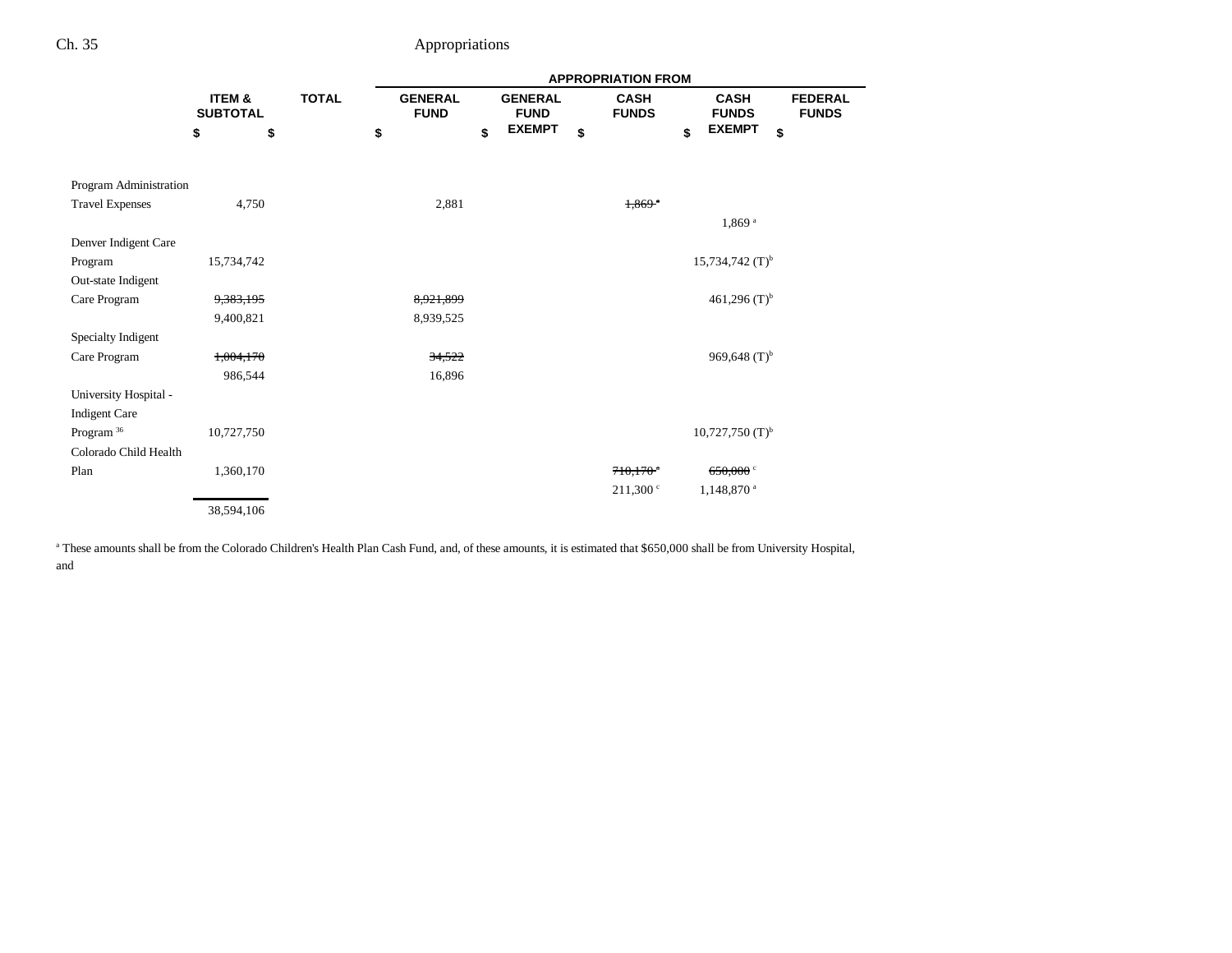|  | ITEM & SUBTOTAL | TOTAL | GENERAL FUND | GENERAL FUND EXEMPT | CASH FUNDS | CASH FUNDS EXEMPT | FEDERAL FUNDS |
|---|---|---|---|---|---|---|---|
|  |  |  | APPROPRIATION FROM |  |  |  |  |
|  | $ | $ | $ | $ | $ | $ | $ |
| Program Administration Travel Expenses | 4,750 |  | 2,881 |  | ~~1,869 [a]~~ |  |  |
|  |  |  |  |  |  | 1,869 [a] |  |
| Denver Indigent Care Program | 15,734,742 |  |  |  |  | 15,734,742 (T)[b] |  |
| Out-state Indigent Care Program | ~~9,383,195~~ |  | ~~8,921,899~~ |  |  | 461,296 (T)[b] |  |
|  | 9,400,821 |  | 8,939,525 |  |  |  |  |
| Specialty Indigent Care Program | ~~1,004,170~~ |  | ~~34,522~~ |  |  | 969,648 (T)[b] |  |
|  | 986,544 |  | 16,896 |  |  |  |  |
| University Hospital - Indigent Care Program [36] | 10,727,750 |  |  |  |  | 10,727,750 (T)[b] |  |
| Colorado Child Health Plan | 1,360,170 |  |  |  | ~~710,170 [a]~~ | ~~650,000 [c]~~ |  |
|  |  |  |  |  | 211,300 [c] | 1,148,870 [a] |  |
|  | 38,594,106 |  |  |  |  |  |  |

[a] These amounts shall be from the Colorado Children's Health Plan Cash Fund, and, of these amounts, it is estimated that $650,000 shall be from University Hospital, and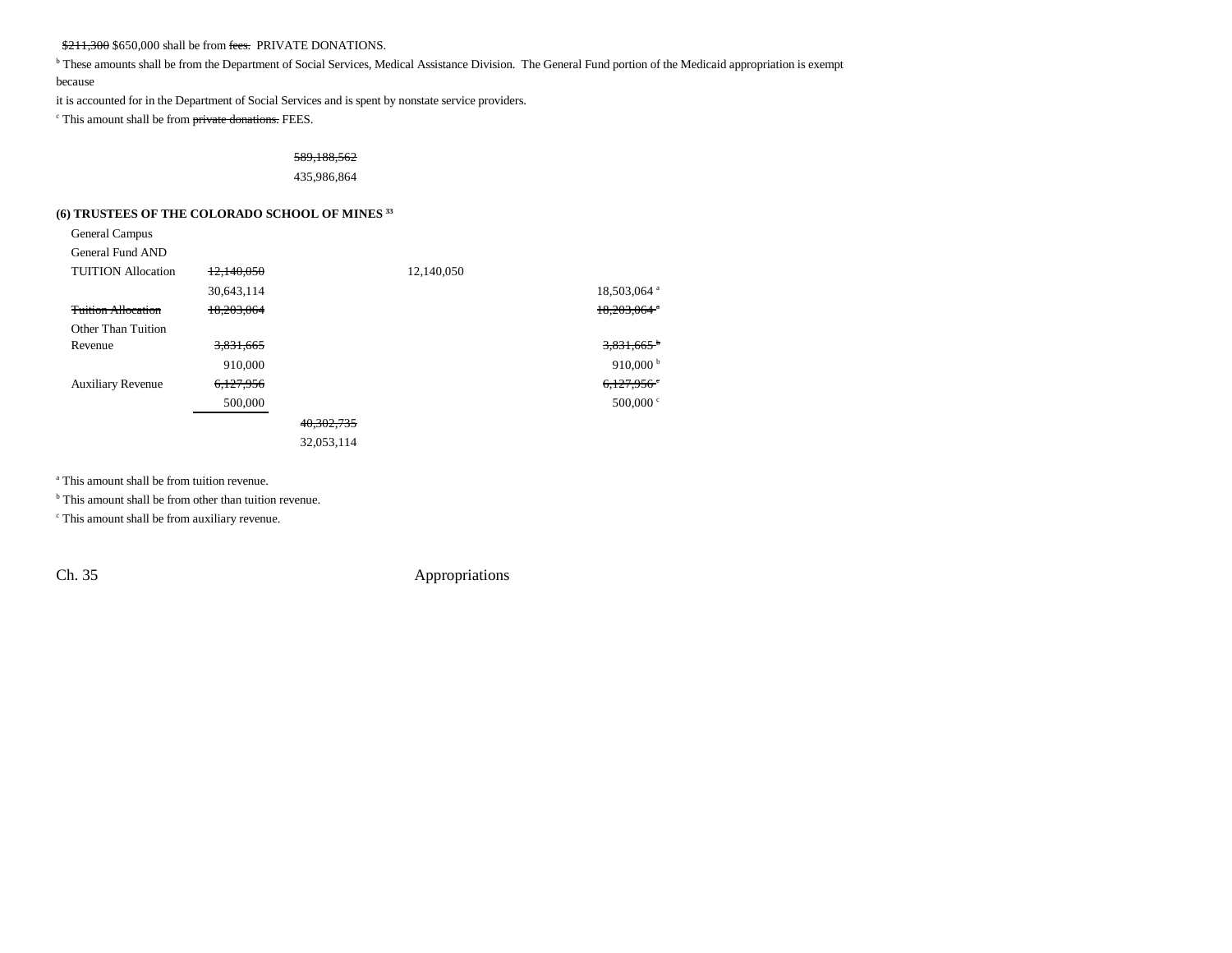~~$211,300~~ $650,000 shall be from ~~fees.~~ PRIVATE DONATIONS.

[b] These amounts shall be from the Department of Social Services, Medical Assistance Division. The General Fund portion of the Medicaid appropriation is exempt because

it is accounted for in the Department of Social Services and is spent by nonstate service providers.

[c] This amount shall be from ~~private donations.~~ FEES.

~~589,188,562~~
435,986,864

**(6) TRUSTEES OF THE COLORADO SCHOOL OF MINES [33]**

| | | | | |
|---|---|---|---|---|
| General Campus | | | | |
| General Fund AND TUITION Allocation | ~~12,140,050~~ 30,643,114 | | 12,140,050 | 18,503,064 [a] |
| ~~Tuition Allocation~~ | ~~18,203,064~~ | | | ~~18,203,064 [a]~~ |
| Other Than Tuition Revenue | ~~3,831,665~~ 910,000 | | | ~~3,831,665 [b]~~ 910,000 [b] |
| Auxiliary Revenue | ~~6,127,956~~ 500,000 | | | ~~6,127,956 [c]~~ 500,000 [c] |
| | | ~~40,302,735~~ 32,053,114 | | |

[a] This amount shall be from tuition revenue.

[b] This amount shall be from other than tuition revenue.

[c] This amount shall be from auxiliary revenue.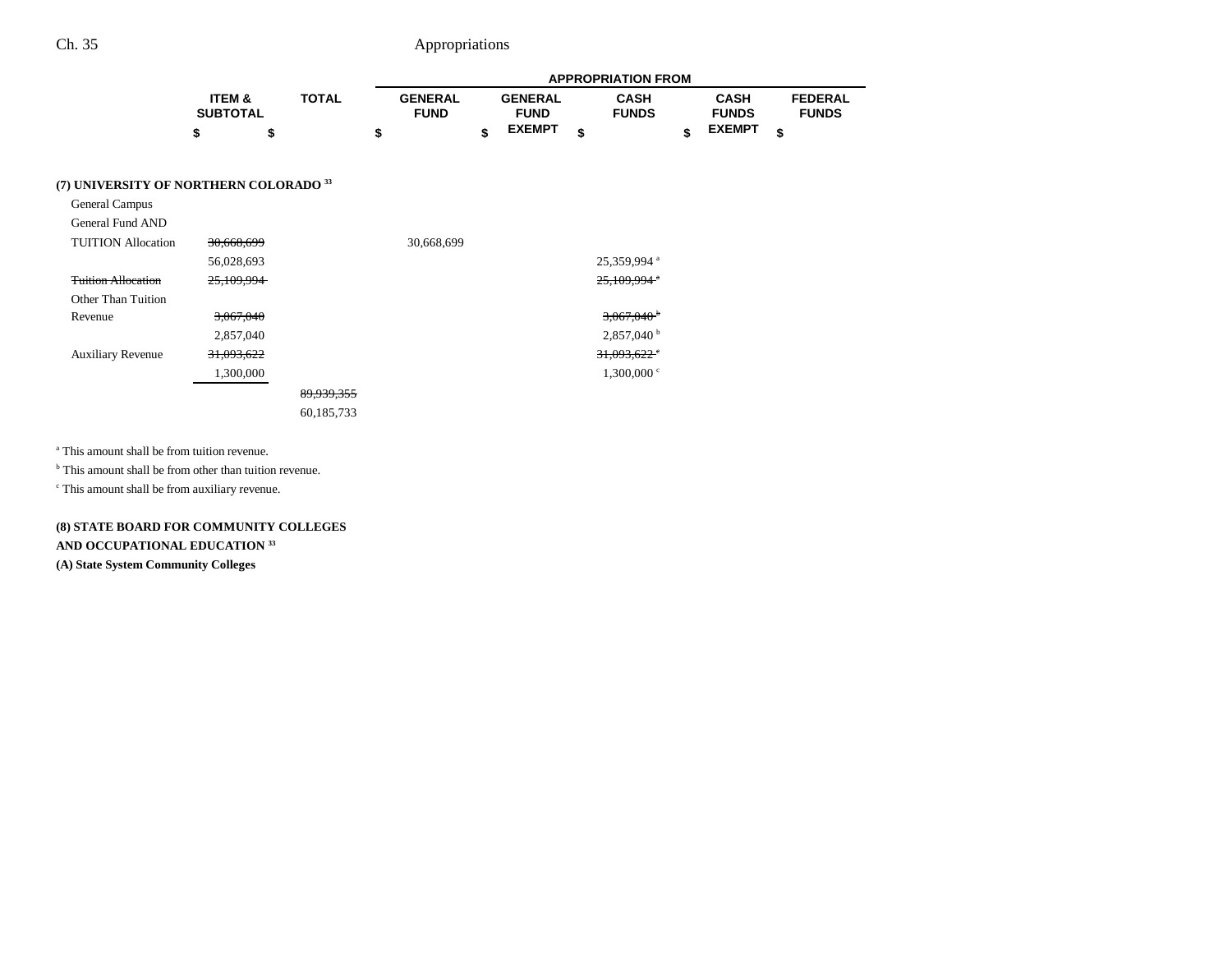| | ITEM & SUBTOTAL | TOTAL | GENERAL FUND | GENERAL FUND EXEMPT | CASH FUNDS | CASH FUNDS EXEMPT | FEDERAL FUNDS |
|---|---|---|---|---|---|---|---|
| | | | APPROPRIATION FROM | | | | |
| | $ | $ | $ | $ | $ | $ | $ |
| **(7) UNIVERSITY OF NORTHERN COLORADO** [33] | | | | | | | |
| General Campus | | | | | | | |
| General Fund AND | | | | | | | |
| TUITION Allocation | ~~30,668,699~~ | | 30,668,699 | | | | |
| | 56,028,693 | | | | 25,359,994 [a] | | |
| ~~Tuition Allocation~~ | ~~25,109,994~~ | | | | ~~25,109,994 [a]~~ | | |
| Other Than Tuition | | | | | | | |
| Revenue | ~~3,067,040~~ | | | | ~~3,067,040 [b]~~ | | |
| | 2,857,040 | | | | 2,857,040 [b] | | |
| Auxiliary Revenue | ~~31,093,622~~ | | | | ~~31,093,622 [c]~~ | | |
| | 1,300,000 | | | | 1,300,000 [c] | | |
| | | ~~89,939,355~~ | | | | | |
| | | 60,185,733 | | | | | |

[a] This amount shall be from tuition revenue.

[b] This amount shall be from other than tuition revenue.

[c] This amount shall be from auxiliary revenue.

**(8) STATE BOARD FOR COMMUNITY COLLEGES AND OCCUPATIONAL EDUCATION** [33]

**(A) State System Community Colleges**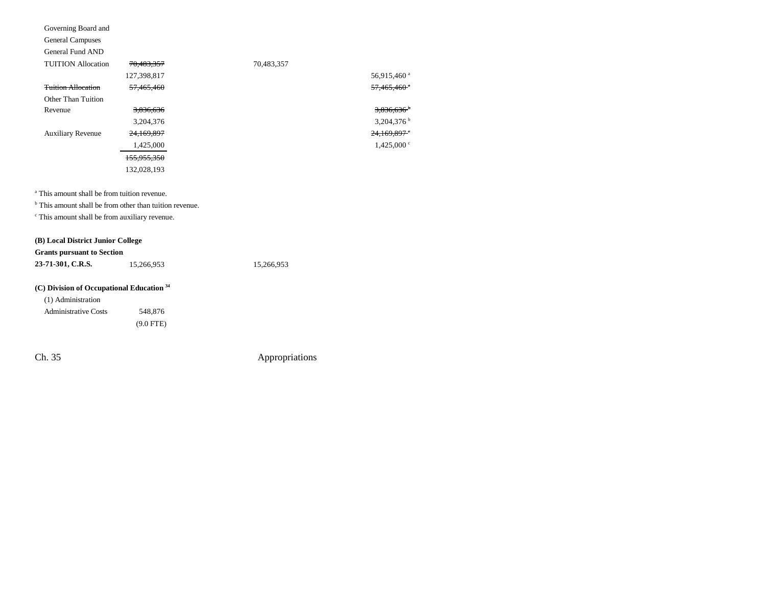| | | | | |
|---|---|---|---|---|
| Governing Board and General Campuses General Fund AND TUITION Allocation | ~~70,483,357~~ 127,398,817 | 70,483,357 | | 56,915,460[a] |
| ~~Tuition Allocation~~ | ~~57,465,460~~ | | | ~~57,465,460[a]~~ |
| Other Than Tuition Revenue | ~~3,836,636~~ 3,204,376 | | | ~~3,836,636[b]~~ 3,204,376[b] |
| Auxiliary Revenue | ~~24,169,897~~ 1,425,000 | | | ~~24,169,897[c]~~ 1,425,000[c] |
| | ~~155,955,350~~ 132,028,193 | | | |

[a] This amount shall be from tuition revenue.

[b] This amount shall be from other than tuition revenue.

[c] This amount shall be from auxiliary revenue.

| | | | | |
|---|---|---|---|---|
| **(B) Local District Junior College Grants pursuant to Section 23-71-301, C.R.S.** | 15,266,953 | 15,266,953 | | |

**(C) Division of Occupational Education** [34]

(1) Administration

| | | | | |
|---|---|---|---|---|
| Administrative Costs | 548,876 (9.0 FTE) | | | |

Ch. 35 Appropriations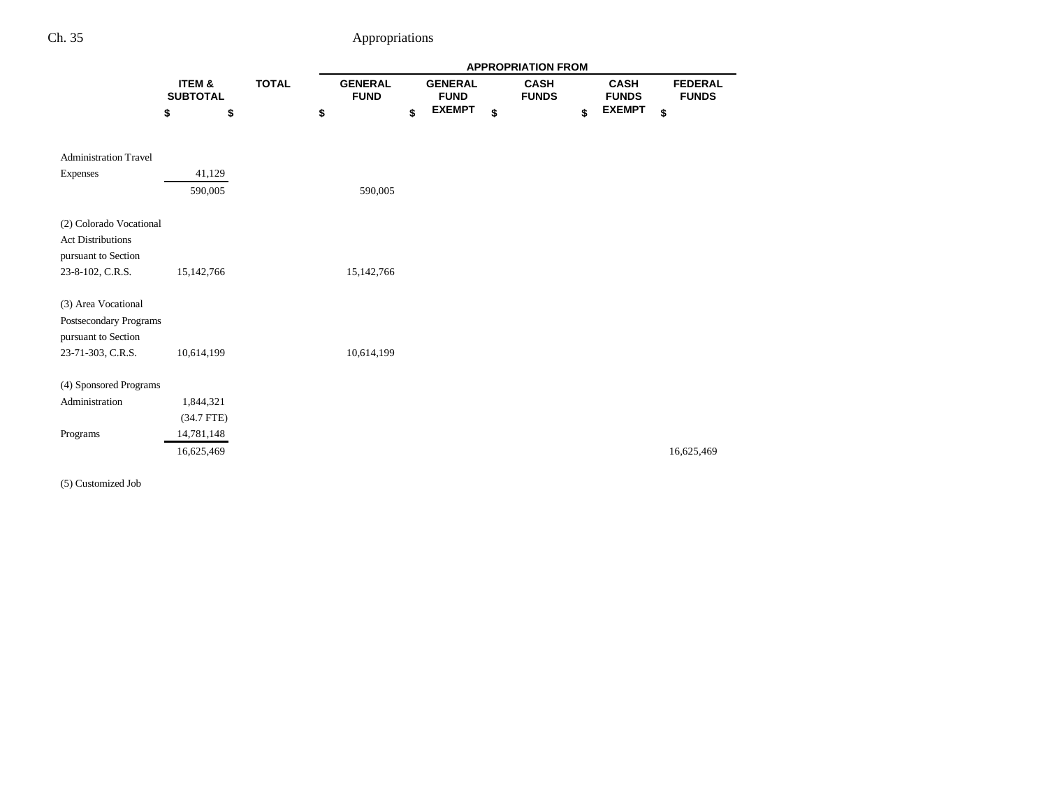| | ITEM & SUBTOTAL | TOTAL | APPROPRIATION FROM | | | | |
|---|---|---|---|---|---|---|---|
| | | | GENERAL FUND | GENERAL FUND EXEMPT | CASH FUNDS | CASH FUNDS EXEMPT | FEDERAL FUNDS |
| | $ | $ | $ | $ | $ | $ | $ |
| Administration Travel Expenses | 41,129 | | | | | | |
| | 590,005 | | 590,005 | | | | |
| (2) Colorado Vocational Act Distributions pursuant to Section 23-8-102, C.R.S. | 15,142,766 | | 15,142,766 | | | | |
| (3) Area Vocational Postsecondary Programs pursuant to Section 23-71-303, C.R.S. | 10,614,199 | | 10,614,199 | | | | |
| (4) Sponsored Programs | | | | | | | |
| Administration | 1,844,321 | | | | | | |
| | (34.7 FTE) | | | | | | |
| Programs | 14,781,148 | | | | | | |
| | 16,625,469 | | | | | | 16,625,469 |
| (5) Customized Job | | | | | | | |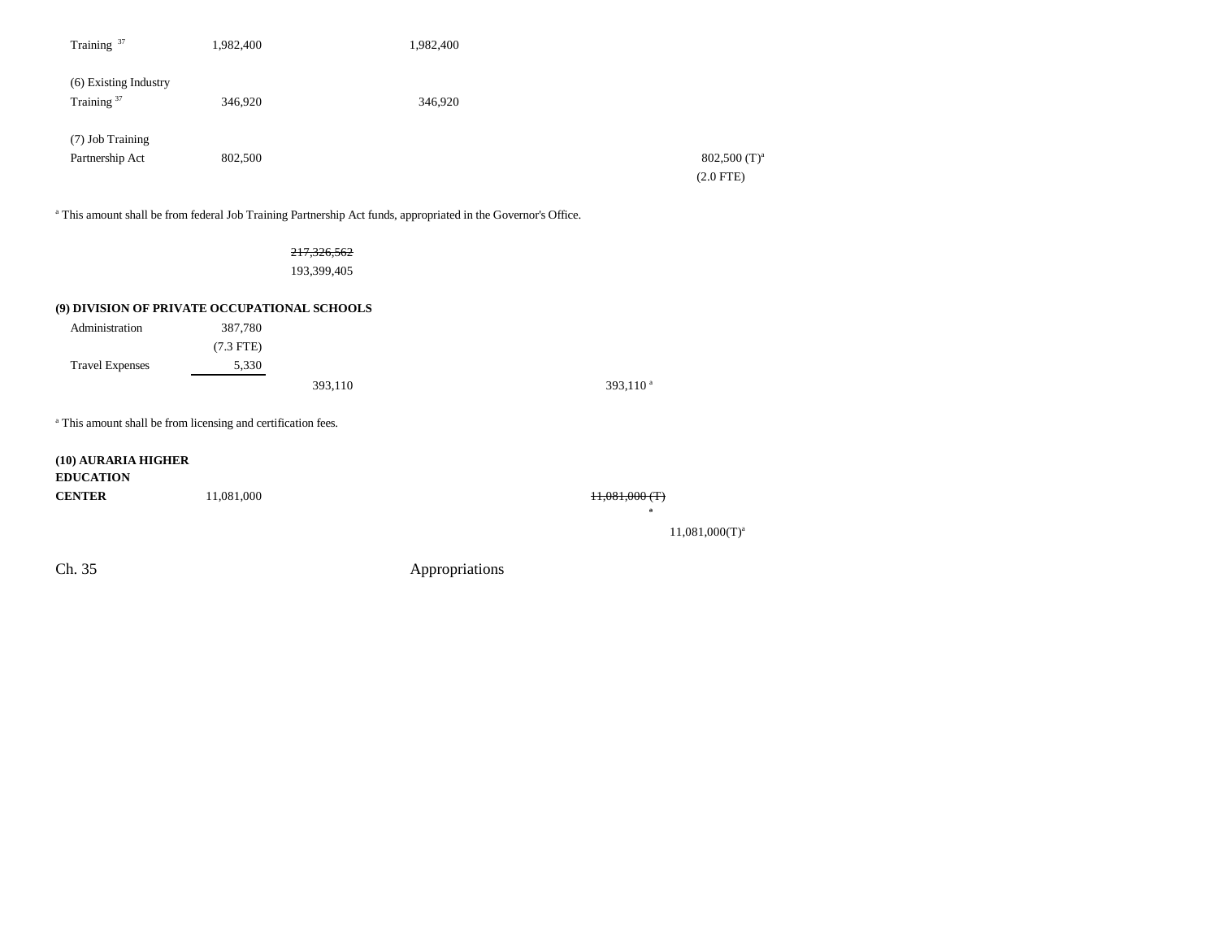| | | | | | |
|---|---|---|---|---|---|
| Training [37] | 1,982,400 | | 1,982,400 | | |
| (6) Existing Industry | | | | | |
| Training [37] | 346,920 | | 346,920 | | |
| (7) Job Training | | | | | |
| Partnership Act | 802,500 | | | | 802,500 (T)[a] |
| | | | | | (2.0 FTE) |

[a] This amount shall be from federal Job Training Partnership Act funds, appropriated in the Governor's Office.

| | |
|---|---|
| | ~~217,326,562~~ |
| | 193,399,405 |

**(9) DIVISION OF PRIVATE OCCUPATIONAL SCHOOLS**

| | | | | |
|---|---|---|---|---|
| Administration | 387,780 | | | |
| | (7.3 FTE) | | | |
| Travel Expenses | 5,330 | | | |
| | | 393,110 | | 393,110 [a] |

[a] This amount shall be from licensing and certification fees.

| | | | |
|---|---|---|---|
| **(10) AURARIA HIGHER EDUCATION CENTER** | 11,081,000 | | ~~11,081,000 (T)~~ ~~a~~ |
| | | | 11,081,000(T)[a] |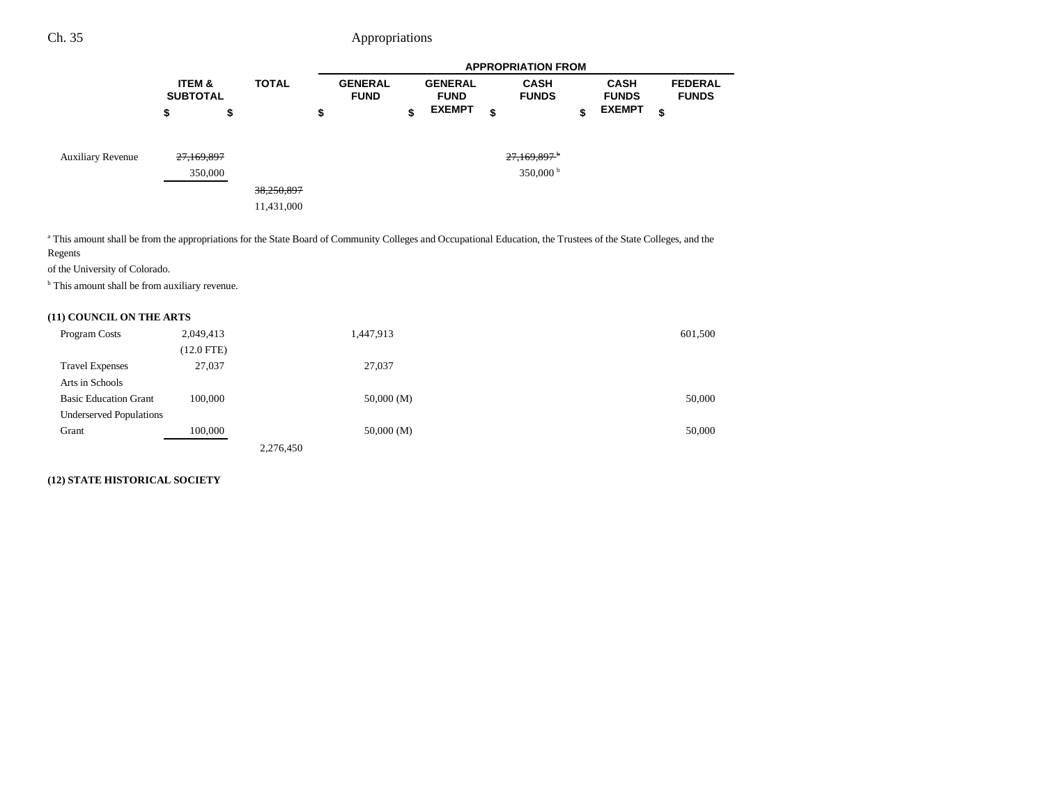| | ITEM & SUBTOTAL | TOTAL | GENERAL FUND | GENERAL FUND EXEMPT | CASH FUNDS | CASH FUNDS EXEMPT | FEDERAL FUNDS |
|---|---|---|---|---|---|---|---|
| | $ | $ | $ | $ | $ | $ | $ |
| Auxiliary Revenue | ~~27,169,897~~ 350,000 | | | | ~~27,169,897~~[b] 350,000[b] | | |
| | | ~~38,250,897~~ 11,431,000 | | | | | |

[a] This amount shall be from the appropriations for the State Board of Community Colleges and Occupational Education, the Trustees of the State Colleges, and the Regents of the University of Colorado.

[b] This amount shall be from auxiliary revenue.

**(11) COUNCIL ON THE ARTS**

| | ITEM & SUBTOTAL | TOTAL | GENERAL FUND | GENERAL FUND EXEMPT | CASH FUNDS | CASH FUNDS EXEMPT | FEDERAL FUNDS |
|---|---|---|---|---|---|---|---|
| Program Costs | 2,049,413 (12.0 FTE) | | 1,447,913 | | | | 601,500 |
| Travel Expenses | 27,037 | | 27,037 | | | | |
| Arts in Schools Basic Education Grant | 100,000 | | 50,000 (M) | | | | 50,000 |
| Underserved Populations Grant | 100,000 | | 50,000 (M) | | | | 50,000 |
| | | 2,276,450 | | | | | |

**(12) STATE HISTORICAL SOCIETY**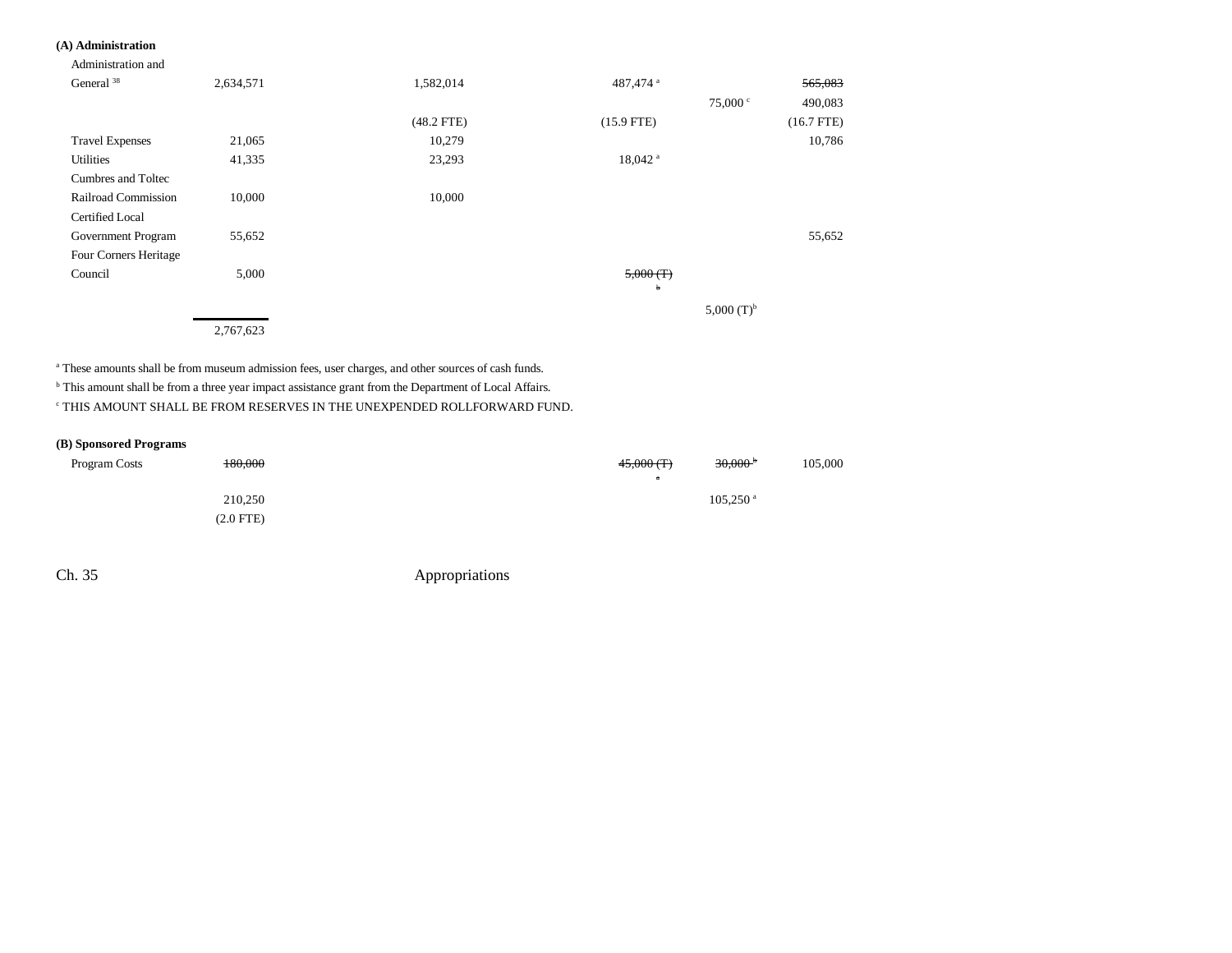**(A) Administration**

| | | | | | |
|---|---|---|---|---|---|
| Administration and General [38] | 2,634,571 | 1,582,014 | 487,474 [a] | | ~~565,083~~ |
| | | | | 75,000 [c] | 490,083 |
| | | (48.2 FTE) | (15.9 FTE) | | (16.7 FTE) |
| Travel Expenses | 21,065 | 10,279 | | | 10,786 |
| Utilities | 41,335 | 23,293 | 18,042 [a] | | |
| Cumbres and Toltec Railroad Commission | 10,000 | 10,000 | | | |
| Certified Local Government Program | 55,652 | | | | 55,652 |
| Four Corners Heritage Council | 5,000 | | ~~5,000 (T) [b]~~ | | |
| | | | | 5,000 (T)[b] | |
| | 2,767,623 | | | | |

[a] These amounts shall be from museum admission fees, user charges, and other sources of cash funds.

[b] This amount shall be from a three year impact assistance grant from the Department of Local Affairs.

[c] THIS AMOUNT SHALL BE FROM RESERVES IN THE UNEXPENDED ROLLFORWARD FUND.

**(B) Sponsored Programs**

| | | | | | |
|---|---|---|---|---|---|
| Program Costs | ~~180,000~~ | | ~~45,000 (T) [a]~~ | ~~30,000 [b]~~ | 105,000 |
| | 210,250 | | | 105,250 [a] | |
| | (2.0 FTE) | | | | |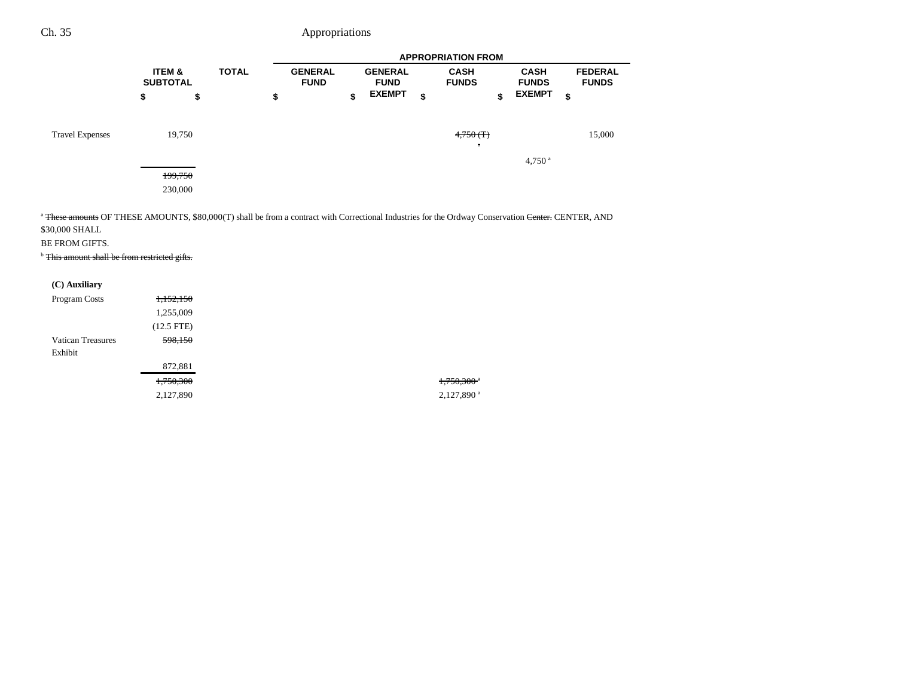| | ITEM & SUBTOTAL | TOTAL | APPROPRIATION FROM GENERAL FUND | GENERAL FUND EXEMPT | CASH FUNDS | CASH FUNDS EXEMPT | FEDERAL FUNDS |
|---|---|---|---|---|---|---|---|
| | $ | $ | $ | $ | $ | $ | $ |
| Travel Expenses | 19,750 | | | | ~~4,750 (T)~~ ~~a~~ | | 15,000 |
| | | | | | | 4,750 [a] | |
| | ~~199,750~~ | | | | | | |
| | 230,000 | | | | | | |

[a] ~~These amounts~~ OF THESE AMOUNTS, $80,000(T) shall be from a contract with Correctional Industries for the Ordway Conservation ~~Center.~~ CENTER, AND $30,000 SHALL BE FROM GIFTS.

[b] ~~This amount shall be from restricted gifts.~~

| | ITEM & SUBTOTAL | TOTAL | GENERAL FUND | GENERAL FUND EXEMPT | CASH FUNDS | CASH FUNDS EXEMPT | FEDERAL FUNDS |
|---|---|---|---|---|---|---|---|
| **(C) Auxiliary** | | | | | | | |
| Program Costs | ~~1,152,150~~ | | | | | | |
| | 1,255,009 | | | | | | |
| | (12.5 FTE) | | | | | | |
| Vatican Treasures Exhibit | ~~598,150~~ | | | | | | |
| | 872,881 | | | | | | |
| | ~~1,750,300~~ | | | | ~~1,750,300 a~~ | | |
| | 2,127,890 | | | | 2,127,890 [a] | | |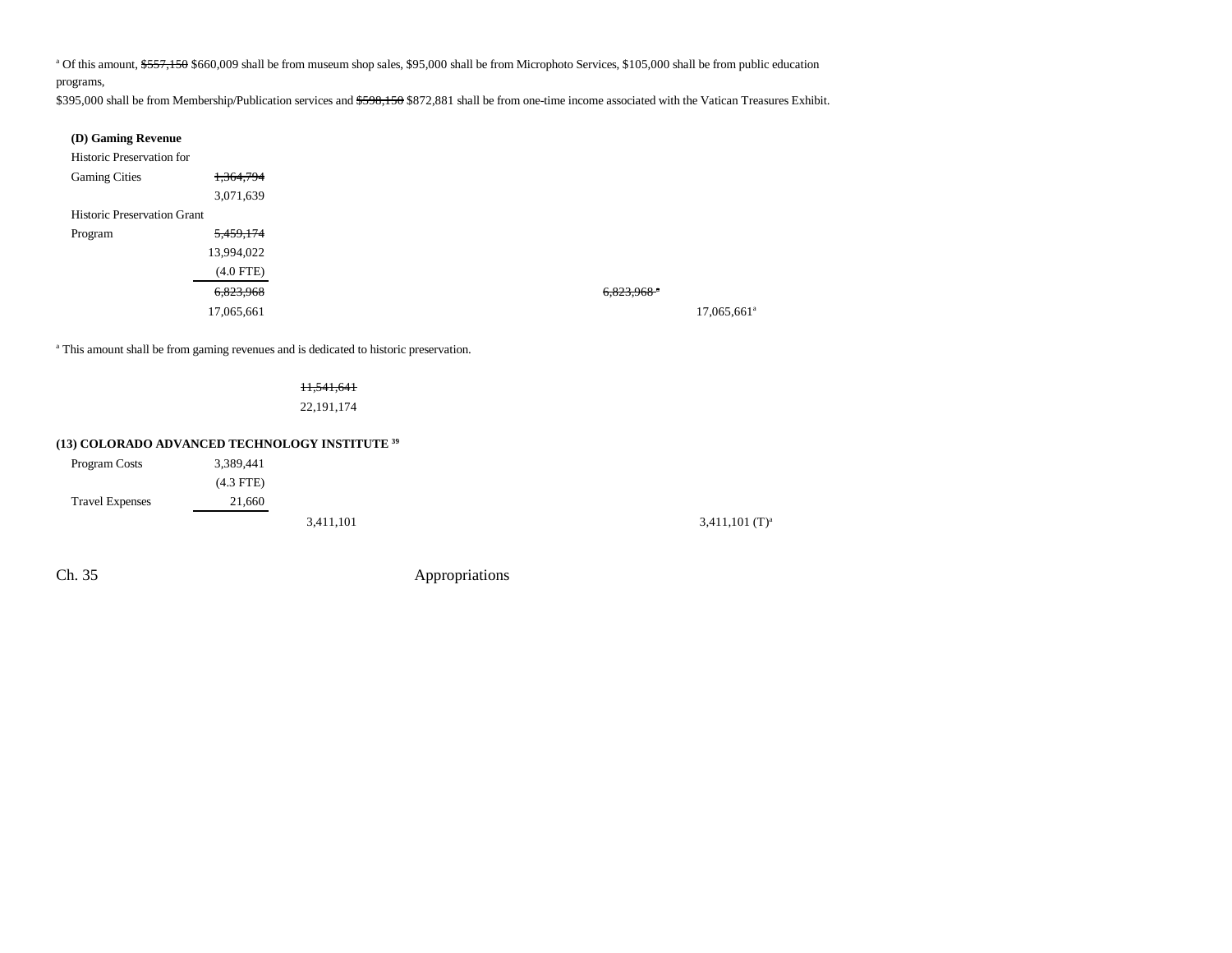[a] Of this amount, ~~$557,150~~ $660,009 shall be from museum shop sales, $95,000 shall be from Microphoto Services, $105,000 shall be from public education programs,
$395,000 shall be from Membership/Publication services and ~~$598,150~~ $872,881 shall be from one-time income associated with the Vatican Treasures Exhibit.

**(D) Gaming Revenue**

| | | | | |
|---|---|---|---|---|
| Historic Preservation for Gaming Cities | ~~1,364,794~~ 3,071,639 | | | |
| Historic Preservation Grant Program | ~~5,459,174~~ 13,994,022 (4.0 FTE) | | | |
| | ~~6,823,968~~ 17,065,661 | | ~~6,823,968~~ [a] | 17,065,661[a] |

[a] This amount shall be from gaming revenues and is dedicated to historic preservation.

~~11,541,641~~
22,191,174

**(13) COLORADO ADVANCED TECHNOLOGY INSTITUTE [39]**

| | | | |
|---|---|---|---|
| Program Costs | 3,389,441 (4.3 FTE) | | |
| Travel Expenses | 21,660 | | |
| | | 3,411,101 | 3,411,101 (T)[a] |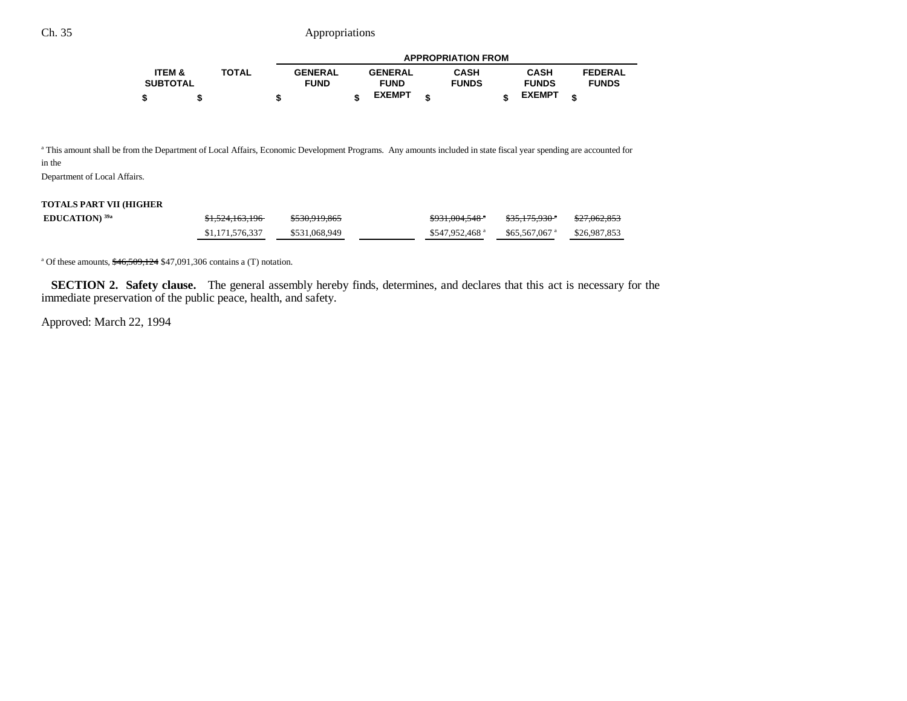| ITEM & SUBTOTAL | TOTAL | GENERAL FUND | GENERAL FUND EXEMPT | CASH FUNDS | CASH FUNDS EXEMPT | FEDERAL FUNDS |
|---|---|---|---|---|---|---|
| $ | $ | $ | $ | $ | $ | $ |

[a] This amount shall be from the Department of Local Affairs, Economic Development Programs. Any amounts included in state fiscal year spending are accounted for in the Department of Local Affairs.

| | ITEM & SUBTOTAL | TOTAL | GENERAL FUND | GENERAL FUND EXEMPT | CASH FUNDS | CASH FUNDS EXEMPT | FEDERAL FUNDS |
|---|---|---|---|---|---|---|---|
| **TOTALS PART VII (HIGHER EDUCATION)** [39a] | | ~~$1,524,163,196~~ | ~~$530,919,865~~ | | ~~$931,004,548~~ [a] | ~~$35,175,930~~ [a] | ~~$27,062,853~~ |
| | | $1,171,576,337 | $531,068,949 | | $547,952,468 [a] | $65,567,067 [a] | $26,987,853 |

[a] Of these amounts, ~~$46,509,124~~ $47,091,306 contains a (T) notation.

**SECTION 2. Safety clause.** The general assembly hereby finds, determines, and declares that this act is necessary for the immediate preservation of the public peace, health, and safety.

Approved: March 22, 1994